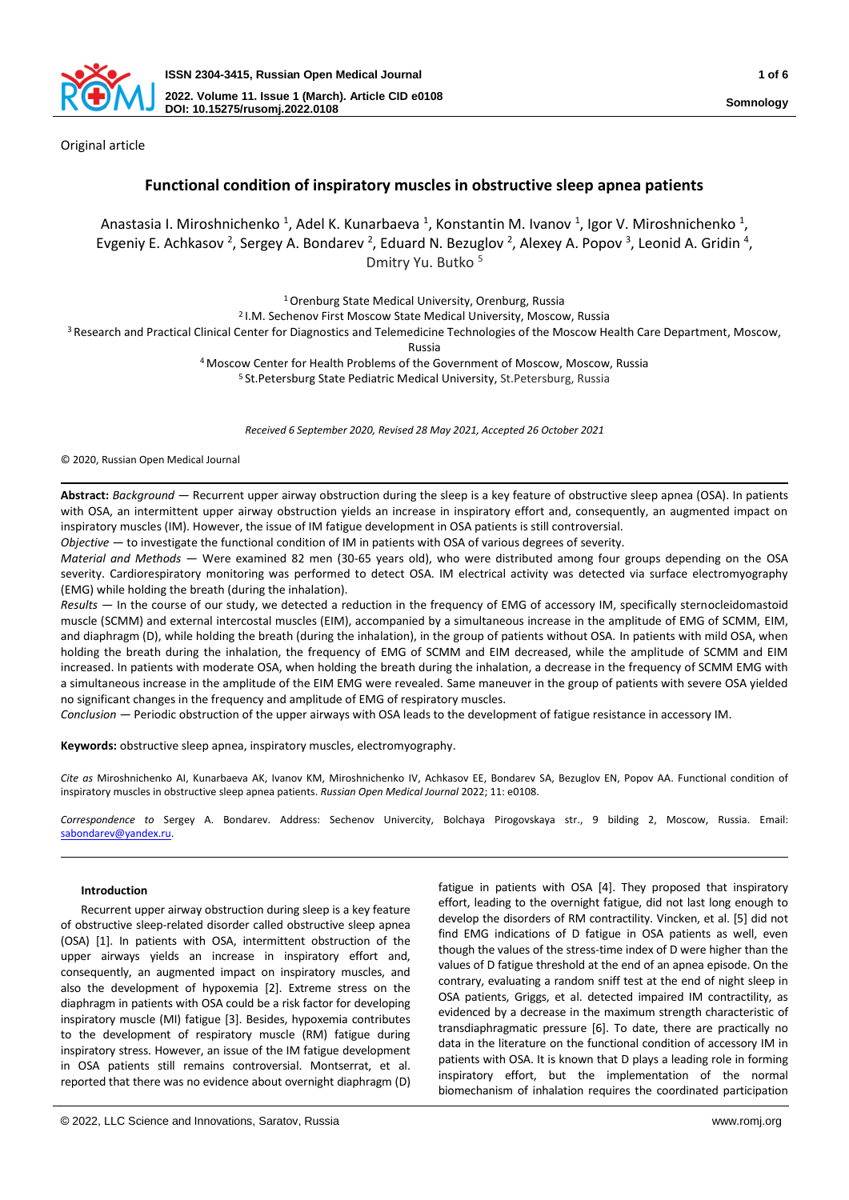Original article

# Functional condition of inspiratory muscles in obstructive sleep apnea patients

Anastasia I. Miroshnichenko [1], Adel K. Kunarbaeva [1], Konstantin M. Ivanov [1], Igor V. Miroshnichenko [1], Evgeniy E. Achkasov [2], Sergey A. Bondarev [2], Eduard N. Bezuglov [2], Alexey A. Popov [3], Leonid A. Gridin [4], Dmitry Yu. Butko [5]

[1] Orenburg State Medical University, Orenburg, Russia
[2] I.M. Sechenov First Moscow State Medical University, Moscow, Russia
[3] Research and Practical Clinical Center for Diagnostics and Telemedicine Technologies of the Moscow Health Care Department, Moscow, Russia
[4] Moscow Center for Health Problems of the Government of Moscow, Moscow, Russia
[5] St.Petersburg State Pediatric Medical University, St.Petersburg, Russia

*Received 6 September 2020, Revised 28 May 2021, Accepted 26 October 2021*

© 2020, Russian Open Medical Journal

**Abstract:** *Background* — Recurrent upper airway obstruction during the sleep is a key feature of obstructive sleep apnea (OSA). In patients with OSA, an intermittent upper airway obstruction yields an increase in inspiratory effort and, consequently, an augmented impact on inspiratory muscles (IM). However, the issue of IM fatigue development in OSA patients is still controversial.

*Objective* — to investigate the functional condition of IM in patients with OSA of various degrees of severity.

*Material and Methods* — Were examined 82 men (30-65 years old), who were distributed among four groups depending on the OSA severity. Cardiorespiratory monitoring was performed to detect OSA. IM electrical activity was detected via surface electromyography (EMG) while holding the breath (during the inhalation).

*Results* — In the course of our study, we detected a reduction in the frequency of EMG of accessory IM, specifically sternocleidomastoid muscle (SCMM) and external intercostal muscles (EIM), accompanied by a simultaneous increase in the amplitude of EMG of SCMM, EIM, and diaphragm (D), while holding the breath (during the inhalation), in the group of patients without OSA. In patients with mild OSA, when holding the breath during the inhalation, the frequency of EMG of SCMM and EIM decreased, while the amplitude of SCMM and EIM increased. In patients with moderate OSA, when holding the breath during the inhalation, a decrease in the frequency of SCMM EMG with a simultaneous increase in the amplitude of the EIM EMG were revealed. Same maneuver in the group of patients with severe OSA yielded no significant changes in the frequency and amplitude of EMG of respiratory muscles.

*Conclusion* — Periodic obstruction of the upper airways with OSA leads to the development of fatigue resistance in accessory IM.

**Keywords:** obstructive sleep apnea, inspiratory muscles, electromyography.

*Cite as* Miroshnichenko AI, Kunarbaeva AK, Ivanov KM, Miroshnichenko IV, Achkasov EE, Bondarev SA, Bezuglov EN, Popov AA. Functional condition of inspiratory muscles in obstructive sleep apnea patients. *Russian Open Medical Journal* 2022; 11: e0108.

*Correspondence to* Sergey A. Bondarev. Address: Sechenov Univercity, Bolchaya Pirogovskaya str., 9 bilding 2, Moscow, Russia. Email: sabondarev@yandex.ru.

### Introduction

Recurrent upper airway obstruction during sleep is a key feature of obstructive sleep-related disorder called obstructive sleep apnea (OSA) [1]. In patients with OSA, intermittent obstruction of the upper airways yields an increase in inspiratory effort and, consequently, an augmented impact on inspiratory muscles, and also the development of hypoxemia [2]. Extreme stress on the diaphragm in patients with OSA could be a risk factor for developing inspiratory muscle (MI) fatigue [3]. Besides, hypoxemia contributes to the development of respiratory muscle (RM) fatigue during inspiratory stress. However, an issue of the IM fatigue development in OSA patients still remains controversial. Montserrat, et al. reported that there was no evidence about overnight diaphragm (D) fatigue in patients with OSA [4]. They proposed that inspiratory effort, leading to the overnight fatigue, did not last long enough to develop the disorders of RM contractility. Vincken, et al. [5] did not find EMG indications of D fatigue in OSA patients as well, even though the values of the stress-time index of D were higher than the values of D fatigue threshold at the end of an apnea episode. On the contrary, evaluating a random sniff test at the end of night sleep in OSA patients, Griggs, et al. detected impaired IM contractility, as evidenced by a decrease in the maximum strength characteristic of transdiaphragmatic pressure [6]. To date, there are practically no data in the literature on the functional condition of accessory IM in patients with OSA. It is known that D plays a leading role in forming inspiratory effort, but the implementation of the normal biomechanism of inhalation requires the coordinated participation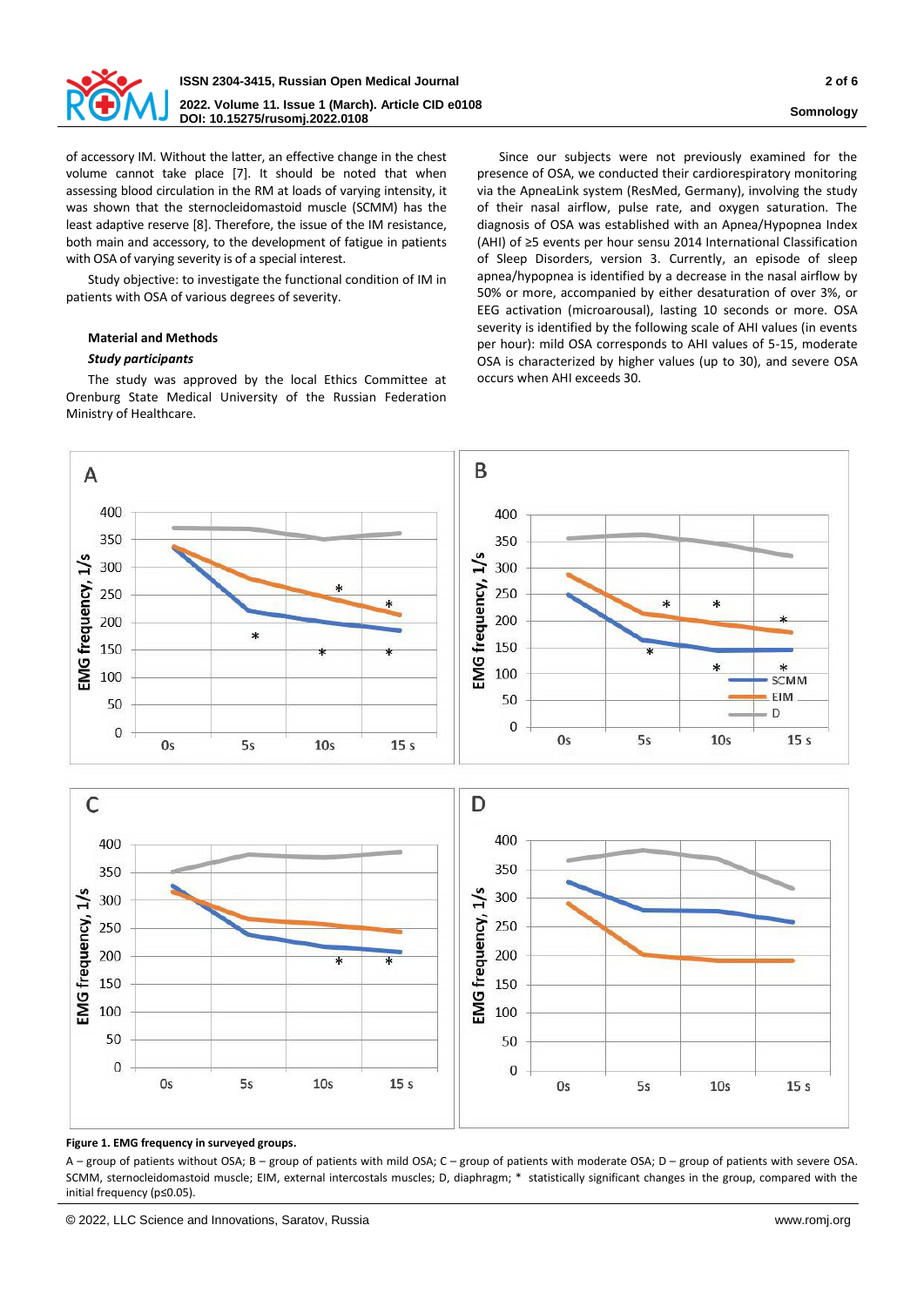of accessory IM. Without the latter, an effective change in the chest volume cannot take place [7]. It should be noted that when assessing blood circulation in the RM at loads of varying intensity, it was shown that the sternocleidomastoid muscle (SCMM) has the least adaptive reserve [8]. Therefore, the issue of the IM resistance, both main and accessory, to the development of fatigue in patients with OSA of varying severity is of a special interest.

Study objective: to investigate the functional condition of IM in patients with OSA of various degrees of severity.

## Material and Methods

### *Study participants*

The study was approved by the local Ethics Committee at Orenburg State Medical University of the Russian Federation Ministry of Healthcare.

Since our subjects were not previously examined for the presence of OSA, we conducted their cardiorespiratory monitoring via the ApneaLink system (ResMed, Germany), involving the study of their nasal airflow, pulse rate, and oxygen saturation. The diagnosis of OSA was established with an Apnea/Hypopnea Index (AHI) of ≥5 events per hour sensu 2014 International Classification of Sleep Disorders, version 3. Currently, an episode of sleep apnea/hypopnea is identified by a decrease in the nasal airflow by 50% or more, accompanied by either desaturation of over 3%, or EEG activation (microarousal), lasting 10 seconds or more. OSA severity is identified by the following scale of AHI values (in events per hour): mild OSA corresponds to AHI values of 5-15, moderate OSA is characterized by higher values (up to 30), and severe OSA occurs when AHI exceeds 30.

**Figure 1. EMG frequency in surveyed groups.**

A – group of patients without OSA; B – group of patients with mild OSA; C – group of patients with moderate OSA; D – group of patients with severe OSA. SCMM, sternocleidomastoid muscle; EIM, external intercostals muscles; D, diaphragm; * statistically significant changes in the group, compared with the initial frequency (p≤0.05).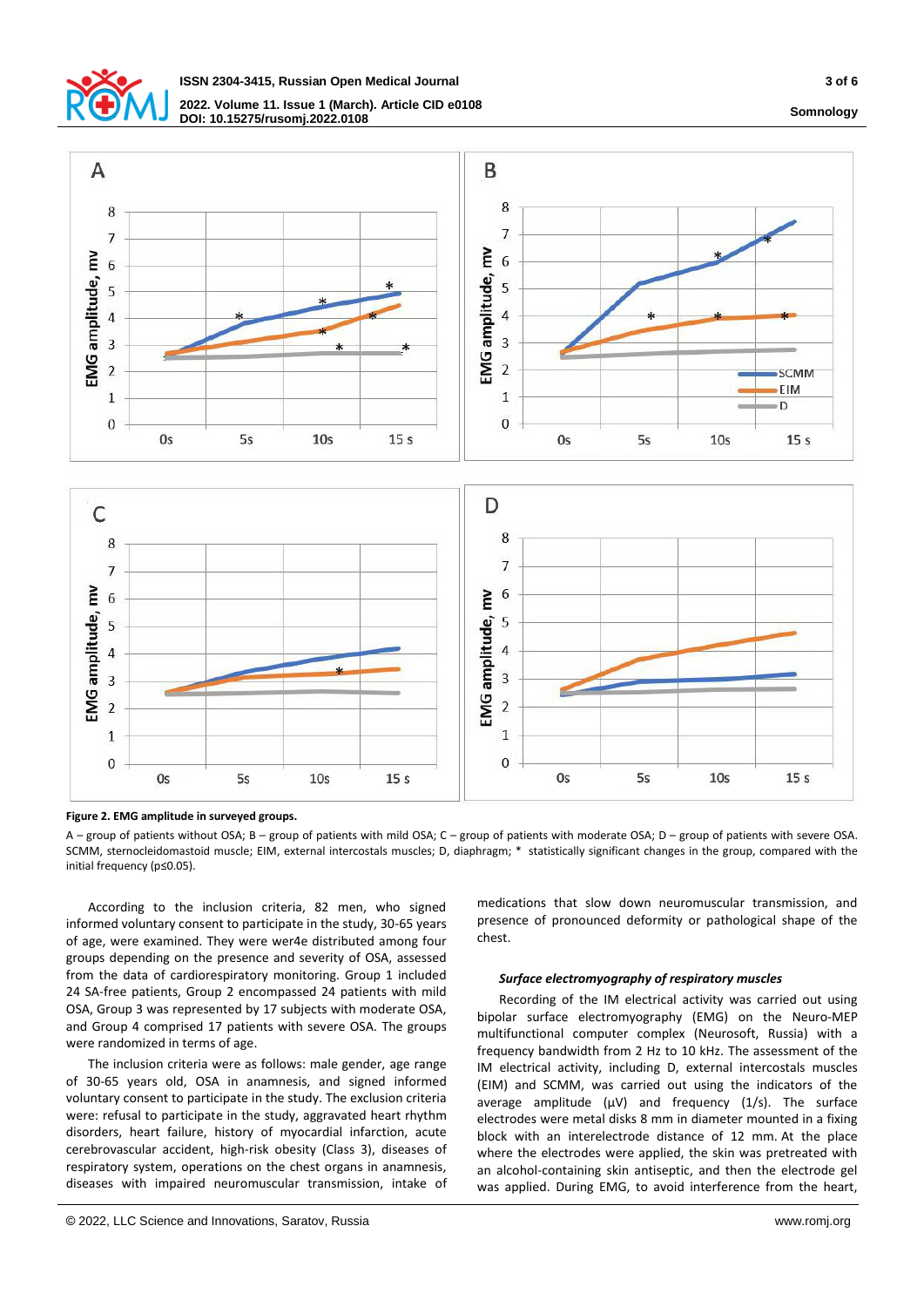**Figure 2. EMG amplitude in surveyed groups.**

A – group of patients without OSA; B – group of patients with mild OSA; C – group of patients with moderate OSA; D – group of patients with severe OSA. SCMM, sternocleidomastoid muscle; EIM, external intercostals muscles; D, diaphragm; * statistically significant changes in the group, compared with the initial frequency (p≤0.05).

According to the inclusion criteria, 82 men, who signed informed voluntary consent to participate in the study, 30-65 years of age, were examined. They were wer4e distributed among four groups depending on the presence and severity of OSA, assessed from the data of cardiorespiratory monitoring. Group 1 included 24 SA-free patients, Group 2 encompassed 24 patients with mild OSA, Group 3 was represented by 17 subjects with moderate OSA, and Group 4 comprised 17 patients with severe OSA. The groups were randomized in terms of age.

The inclusion criteria were as follows: male gender, age range of 30-65 years old, OSA in anamnesis, and signed informed voluntary consent to participate in the study. The exclusion criteria were: refusal to participate in the study, aggravated heart rhythm disorders, heart failure, history of myocardial infarction, acute cerebrovascular accident, high-risk obesity (Class 3), diseases of respiratory system, operations on the chest organs in anamnesis, diseases with impaired neuromuscular transmission, intake of medications that slow down neuromuscular transmission, and presence of pronounced deformity or pathological shape of the chest.

### *Surface electromyography of respiratory muscles*

Recording of the IM electrical activity was carried out using bipolar surface electromyography (EMG) on the Neuro-MEP multifunctional computer complex (Neurosoft, Russia) with a frequency bandwidth from 2 Hz to 10 kHz. The assessment of the IM electrical activity, including D, external intercostals muscles (EIM) and SCMM, was carried out using the indicators of the average amplitude (μV) and frequency (1/s). The surface electrodes were metal disks 8 mm in diameter mounted in a fixing block with an interelectrode distance of 12 mm. At the place where the electrodes were applied, the skin was pretreated with an alcohol-containing skin antiseptic, and then the electrode gel was applied. During EMG, to avoid interference from the heart,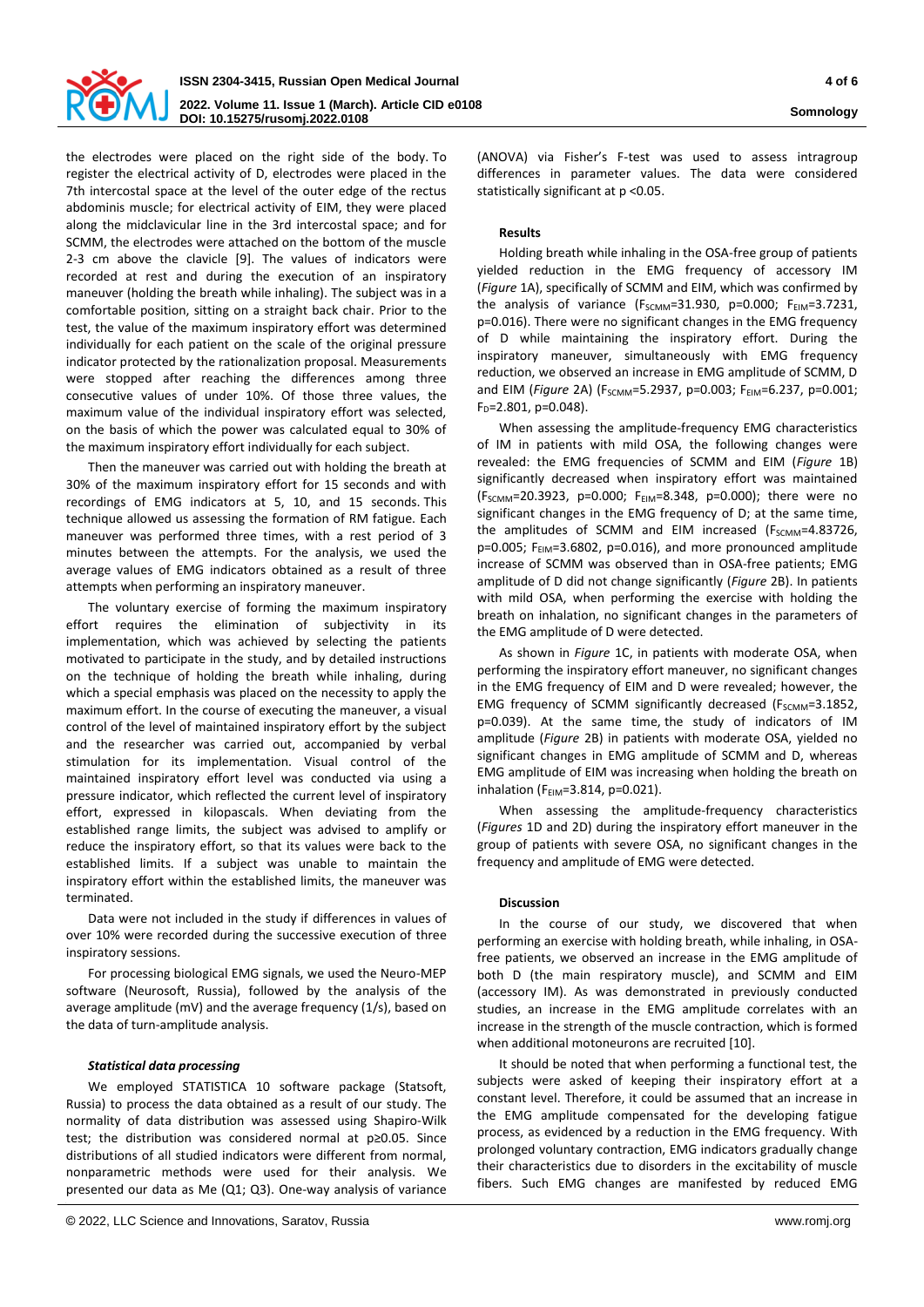the electrodes were placed on the right side of the body. To register the electrical activity of D, electrodes were placed in the 7th intercostal space at the level of the outer edge of the rectus abdominis muscle; for electrical activity of EIM, they were placed along the midclavicular line in the 3rd intercostal space; and for SCMM, the electrodes were attached on the bottom of the muscle 2-3 cm above the clavicle [9]. The values of indicators were recorded at rest and during the execution of an inspiratory maneuver (holding the breath while inhaling). The subject was in a comfortable position, sitting on a straight back chair. Prior to the test, the value of the maximum inspiratory effort was determined individually for each patient on the scale of the original pressure indicator protected by the rationalization proposal. Measurements were stopped after reaching the differences among three consecutive values of under 10%. Of those three values, the maximum value of the individual inspiratory effort was selected, on the basis of which the power was calculated equal to 30% of the maximum inspiratory effort individually for each subject.

Then the maneuver was carried out with holding the breath at 30% of the maximum inspiratory effort for 15 seconds and with recordings of EMG indicators at 5, 10, and 15 seconds. This technique allowed us assessing the formation of RM fatigue. Each maneuver was performed three times, with a rest period of 3 minutes between the attempts. For the analysis, we used the average values of EMG indicators obtained as a result of three attempts when performing an inspiratory maneuver.

The voluntary exercise of forming the maximum inspiratory effort requires the elimination of subjectivity in its implementation, which was achieved by selecting the patients motivated to participate in the study, and by detailed instructions on the technique of holding the breath while inhaling, during which a special emphasis was placed on the necessity to apply the maximum effort. In the course of executing the maneuver, a visual control of the level of maintained inspiratory effort by the subject and the researcher was carried out, accompanied by verbal stimulation for its implementation. Visual control of the maintained inspiratory effort level was conducted via using a pressure indicator, which reflected the current level of inspiratory effort, expressed in kilopascals. When deviating from the established range limits, the subject was advised to amplify or reduce the inspiratory effort, so that its values were back to the established limits. If a subject was unable to maintain the inspiratory effort within the established limits, the maneuver was terminated.

Data were not included in the study if differences in values of over 10% were recorded during the successive execution of three inspiratory sessions.

For processing biological EMG signals, we used the Neuro-MEP software (Neurosoft, Russia), followed by the analysis of the average amplitude (mV) and the average frequency (1/s), based on the data of turn-amplitude analysis.

### *Statistical data processing*

We employed STATISTICA 10 software package (Statsoft, Russia) to process the data obtained as a result of our study. The normality of data distribution was assessed using Shapiro-Wilk test; the distribution was considered normal at $p \geq 0.05$. Since distributions of all studied indicators were different from normal, nonparametric methods were used for their analysis. We presented our data as Me (Q1; Q3). One-way analysis of variance (ANOVA) via Fisher's F-test was used to assess intragroup differences in parameter values. The data were considered statistically significant at $p < 0.05$.

### Results

Holding breath while inhaling in the OSA-free group of patients yielded reduction in the EMG frequency of accessory IM (*Figure* 1A), specifically of SCMM and EIM, which was confirmed by the analysis of variance ($F_{SCMM}$=31.930, p=0.000; $F_{EIM}$=3.7231, p=0.016). There were no significant changes in the EMG frequency of D while maintaining the inspiratory effort. During the inspiratory maneuver, simultaneously with EMG frequency reduction, we observed an increase in EMG amplitude of SCMM, D and EIM (*Figure* 2A) ($F_{SCMM}$=5.2937, p=0.003; $F_{EIM}$=6.237, p=0.001; $F_D$=2.801, p=0.048).

When assessing the amplitude-frequency EMG characteristics of IM in patients with mild OSA, the following changes were revealed: the EMG frequencies of SCMM and EIM (*Figure* 1B) significantly decreased when inspiratory effort was maintained ($F_{SCMM}$=20.3923, p=0.000; $F_{EIM}$=8.348, p=0.000); there were no significant changes in the EMG frequency of D; at the same time, the amplitudes of SCMM and EIM increased ($F_{SCMM}$=4.83726, p=0.005; $F_{EIM}$=3.6802, p=0.016), and more pronounced amplitude increase of SCMM was observed than in OSA-free patients; EMG amplitude of D did not change significantly (*Figure* 2B). In patients with mild OSA, when performing the exercise with holding the breath on inhalation, no significant changes in the parameters of the EMG amplitude of D were detected.

As shown in *Figure* 1C, in patients with moderate OSA, when performing the inspiratory effort maneuver, no significant changes in the EMG frequency of EIM and D were revealed; however, the EMG frequency of SCMM significantly decreased ($F_{SCMM}$=3.1852, p=0.039). At the same time, the study of indicators of IM amplitude (*Figure* 2B) in patients with moderate OSA, yielded no significant changes in EMG amplitude of SCMM and D, whereas EMG amplitude of EIM was increasing when holding the breath on inhalation ($F_{EIM}$=3.814, p=0.021).

When assessing the amplitude-frequency characteristics (*Figures* 1D and 2D) during the inspiratory effort maneuver in the group of patients with severe OSA, no significant changes in the frequency and amplitude of EMG were detected.

### Discussion

In the course of our study, we discovered that when performing an exercise with holding breath, while inhaling, in OSA-free patients, we observed an increase in the EMG amplitude of both D (the main respiratory muscle), and SCMM and EIM (accessory IM). As was demonstrated in previously conducted studies, an increase in the EMG amplitude correlates with an increase in the strength of the muscle contraction, which is formed when additional motoneurons are recruited [10].

It should be noted that when performing a functional test, the subjects were asked of keeping their inspiratory effort at a constant level. Therefore, it could be assumed that an increase in the EMG amplitude compensated for the developing fatigue process, as evidenced by a reduction in the EMG frequency. With prolonged voluntary contraction, EMG indicators gradually change their characteristics due to disorders in the excitability of muscle fibers. Such EMG changes are manifested by reduced EMG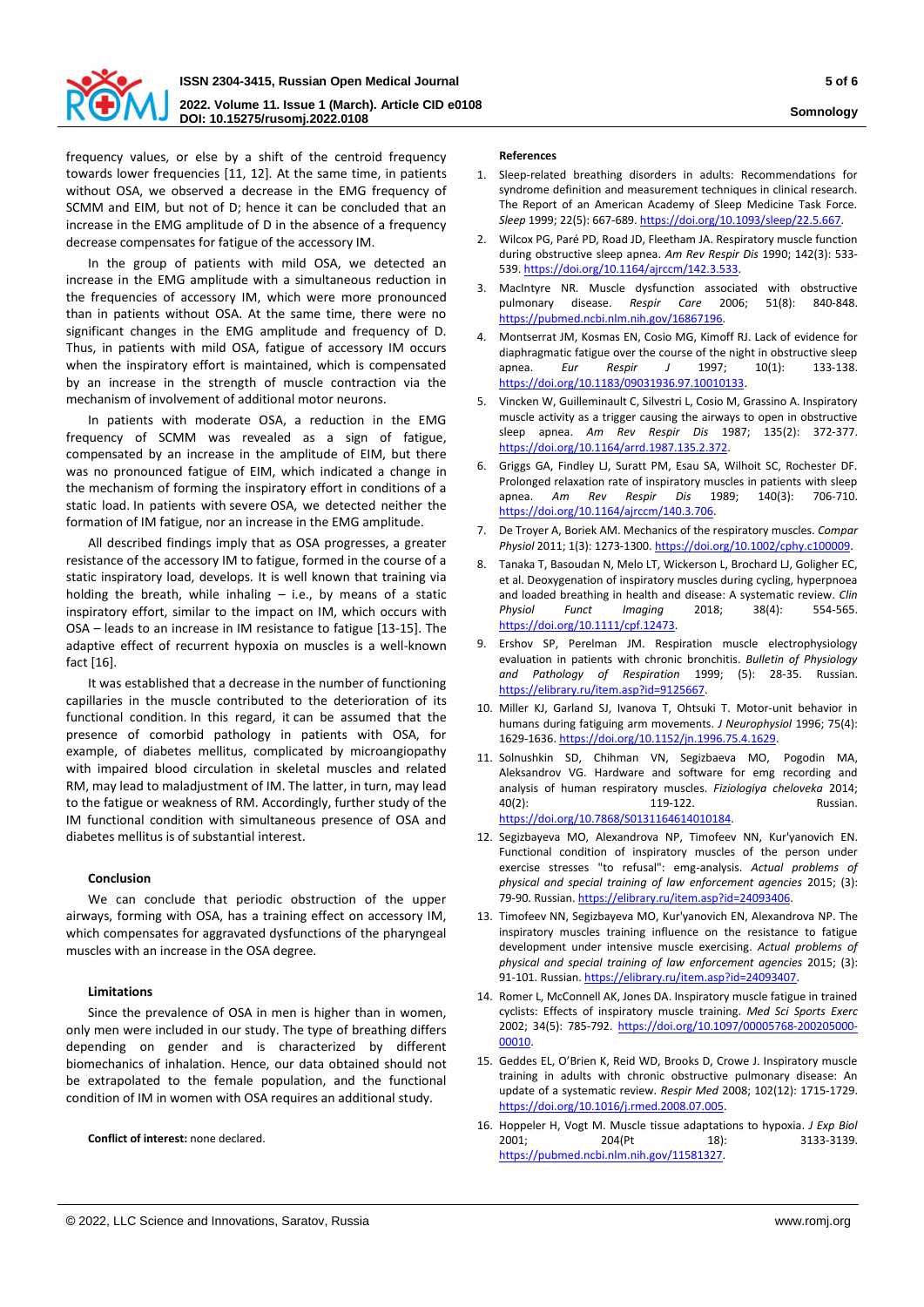frequency values, or else by a shift of the centroid frequency towards lower frequencies [11, 12]. At the same time, in patients without OSA, we observed a decrease in the EMG frequency of SCMM and EIM, but not of D; hence it can be concluded that an increase in the EMG amplitude of D in the absence of a frequency decrease compensates for fatigue of the accessory IM.

In the group of patients with mild OSA, we detected an increase in the EMG amplitude with a simultaneous reduction in the frequencies of accessory IM, which were more pronounced than in patients without OSA. At the same time, there were no significant changes in the EMG amplitude and frequency of D. Thus, in patients with mild OSA, fatigue of accessory IM occurs when the inspiratory effort is maintained, which is compensated by an increase in the strength of muscle contraction via the mechanism of involvement of additional motor neurons.

In patients with moderate OSA, a reduction in the EMG frequency of SCMM was revealed as a sign of fatigue, compensated by an increase in the amplitude of EIM, but there was no pronounced fatigue of EIM, which indicated a change in the mechanism of forming the inspiratory effort in conditions of a static load. In patients with severe OSA, we detected neither the formation of IM fatigue, nor an increase in the EMG amplitude.

All described findings imply that as OSA progresses, a greater resistance of the accessory IM to fatigue, formed in the course of a static inspiratory load, develops. It is well known that training via holding the breath, while inhaling – i.e., by means of a static inspiratory effort, similar to the impact on IM, which occurs with OSA – leads to an increase in IM resistance to fatigue [13-15]. The adaptive effect of recurrent hypoxia on muscles is a well-known fact [16].

It was established that a decrease in the number of functioning capillaries in the muscle contributed to the deterioration of its functional condition. In this regard, it can be assumed that the presence of comorbid pathology in patients with OSA, for example, of diabetes mellitus, complicated by microangiopathy with impaired blood circulation in skeletal muscles and related RM, may lead to maladjustment of IM. The latter, in turn, may lead to the fatigue or weakness of RM. Accordingly, further study of the IM functional condition with simultaneous presence of OSA and diabetes mellitus is of substantial interest.

## Conclusion

We can conclude that periodic obstruction of the upper airways, forming with OSA, has a training effect on accessory IM, which compensates for aggravated dysfunctions of the pharyngeal muscles with an increase in the OSA degree.

## Limitations

Since the prevalence of OSA in men is higher than in women, only men were included in our study. The type of breathing differs depending on gender and is characterized by different biomechanics of inhalation. Hence, our data obtained should not be extrapolated to the female population, and the functional condition of IM in women with OSA requires an additional study.

**Conflict of interest:** none declared.

## References

1. Sleep-related breathing disorders in adults: Recommendations for syndrome definition and measurement techniques in clinical research. The Report of an American Academy of Sleep Medicine Task Force. *Sleep* 1999; 22(5): 667-689. https://doi.org/10.1093/sleep/22.5.667.
2. Wilcox PG, Paré PD, Road JD, Fleetham JA. Respiratory muscle function during obstructive sleep apnea. *Am Rev Respir Dis* 1990; 142(3): 533-539. https://doi.org/10.1164/ajrccm/142.3.533.
3. MacIntyre NR. Muscle dysfunction associated with obstructive pulmonary disease. *Respir Care* 2006; 51(8): 840-848. https://pubmed.ncbi.nlm.nih.gov/16867196.
4. Montserrat JM, Kosmas EN, Cosio MG, Kimoff RJ. Lack of evidence for diaphragmatic fatigue over the course of the night in obstructive sleep apnea. *Eur Respir J* 1997; 10(1): 133-138. https://doi.org/10.1183/09031936.97.10010133.
5. Vincken W, Guilleminault C, Silvestri L, Cosio M, Grassino A. Inspiratory muscle activity as a trigger causing the airways to open in obstructive sleep apnea. *Am Rev Respir Dis* 1987; 135(2): 372-377. https://doi.org/10.1164/arrd.1987.135.2.372.
6. Griggs GA, Findley LJ, Suratt PM, Esau SA, Wilhoit SC, Rochester DF. Prolonged relaxation rate of inspiratory muscles in patients with sleep apnea. *Am Rev Respir Dis* 1989; 140(3): 706-710. https://doi.org/10.1164/ajrccm/140.3.706.
7. De Troyer A, Boriek AM. Mechanics of the respiratory muscles. *Compar Physiol* 2011; 1(3): 1273-1300. https://doi.org/10.1002/cphy.c100009.
8. Tanaka T, Basoudan N, Melo LT, Wickerson L, Brochard LJ, Goligher EC, et al. Deoxygenation of inspiratory muscles during cycling, hyperpnoea and loaded breathing in health and disease: A systematic review. *Clin Physiol Funct Imaging* 2018; 38(4): 554-565. https://doi.org/10.1111/cpf.12473.
9. Ershov SP, Perelman JM. Respiration muscle electrophysiology evaluation in patients with chronic bronchitis. *Bulletin of Physiology and Pathology of Respiration* 1999; (5): 28-35. Russian. https://elibrary.ru/item.asp?id=9125667.
10. Miller KJ, Garland SJ, Ivanova T, Ohtsuki T. Motor-unit behavior in humans during fatiguing arm movements. *J Neurophysiol* 1996; 75(4): 1629-1636. https://doi.org/10.1152/jn.1996.75.4.1629.
11. Solnushkin SD, Chihman VN, Segizbaeva MO, Pogodin MA, Aleksandrov VG. Hardware and software for emg recording and analysis of human respiratory muscles. *Fiziologiya cheloveka* 2014; 40(2): 119-122. Russian. https://doi.org/10.7868/S0131164614010184.
12. Segizbayeva MO, Alexandrova NP, Timofeev NN, Kur'yanovich EN. Functional condition of inspiratory muscles of the person under exercise stresses "to refusal": emg-analysis. *Actual problems of physical and special training of law enforcement agencies* 2015; (3): 79-90. Russian. https://elibrary.ru/item.asp?id=24093406.
13. Timofeev NN, Segizbayeva MO, Kur'yanovich EN, Alexandrova NP. The inspiratory muscles training influence on the resistance to fatigue development under intensive muscle exercising. *Actual problems of physical and special training of law enforcement agencies* 2015; (3): 91-101. Russian. https://elibrary.ru/item.asp?id=24093407.
14. Romer L, McConnell AK, Jones DA. Inspiratory muscle fatigue in trained cyclists: Effects of inspiratory muscle training. *Med Sci Sports Exerc* 2002; 34(5): 785-792. https://doi.org/10.1097/00005768-200205000-00010.
15. Geddes EL, O'Brien K, Reid WD, Brooks D, Crowe J. Inspiratory muscle training in adults with chronic obstructive pulmonary disease: An update of a systematic review. *Respir Med* 2008; 102(12): 1715-1729. https://doi.org/10.1016/j.rmed.2008.07.005.
16. Hoppeler H, Vogt M. Muscle tissue adaptations to hypoxia. *J Exp Biol* 2001; 204(Pt 18): 3133-3139. https://pubmed.ncbi.nlm.nih.gov/11581327.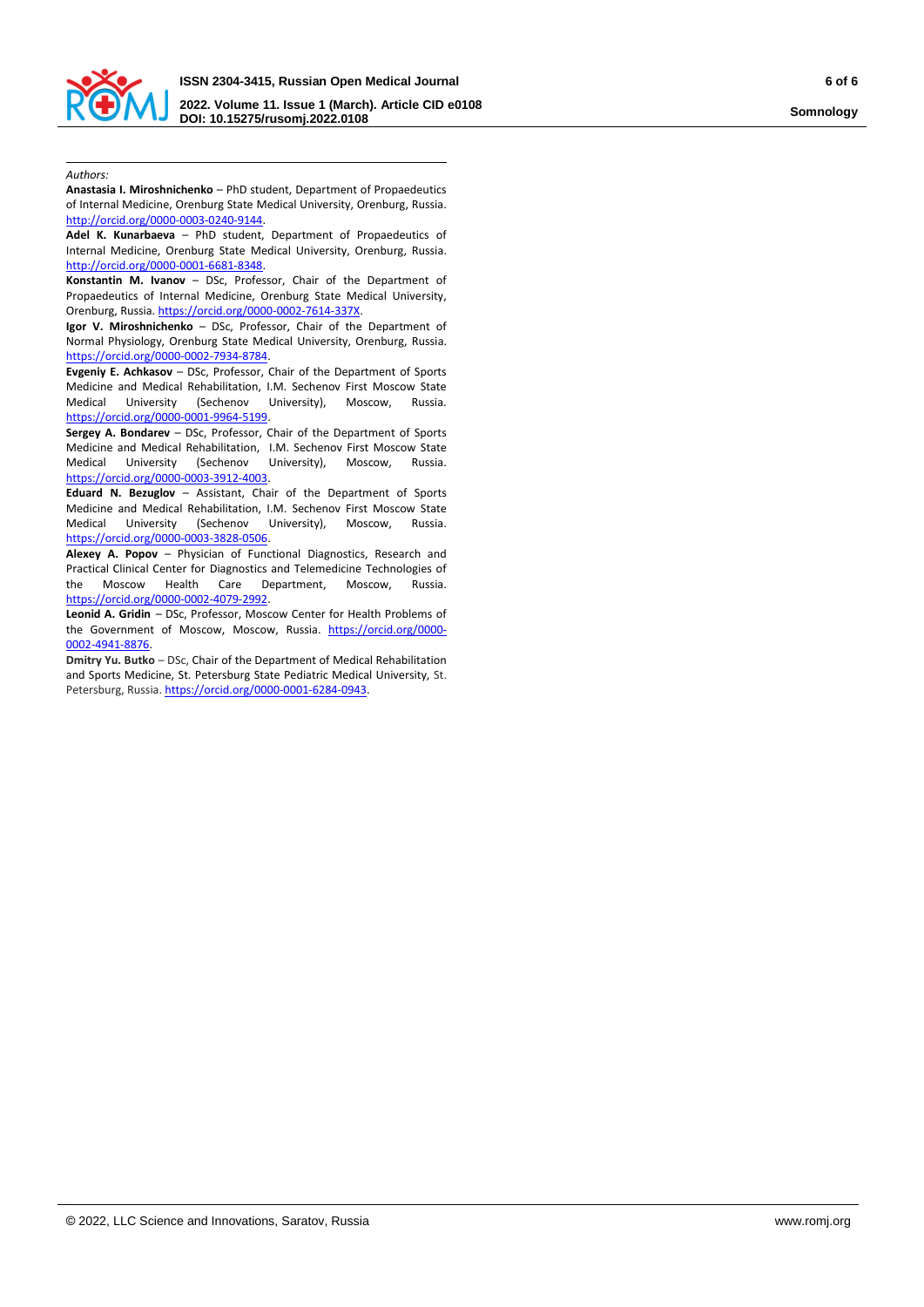*Authors:*

**Anastasia I. Miroshnichenko** – PhD student, Department of Propaedeutics of Internal Medicine, Orenburg State Medical University, Orenburg, Russia. http://orcid.org/0000-0003-0240-9144.

**Adel K. Kunarbaeva** – PhD student, Department of Propaedeutics of Internal Medicine, Orenburg State Medical University, Orenburg, Russia. http://orcid.org/0000-0001-6681-8348.

**Konstantin M. Ivanov** – DSc, Professor, Chair of the Department of Propaedeutics of Internal Medicine, Orenburg State Medical University, Orenburg, Russia. https://orcid.org/0000-0002-7614-337X.

**Igor V. Miroshnichenko** – DSc, Professor, Chair of the Department of Normal Physiology, Orenburg State Medical University, Orenburg, Russia. https://orcid.org/0000-0002-7934-8784.

**Evgeniy E. Achkasov** – DSc, Professor, Chair of the Department of Sports Medicine and Medical Rehabilitation, I.M. Sechenov First Moscow State Medical University (Sechenov University), Moscow, Russia. https://orcid.org/0000-0001-9964-5199.

**Sergey A. Bondarev** – DSc, Professor, Chair of the Department of Sports Medicine and Medical Rehabilitation, I.M. Sechenov First Moscow State Medical University (Sechenov University), Moscow, Russia. https://orcid.org/0000-0003-3912-4003.

**Eduard N. Bezuglov** – Assistant, Chair of the Department of Sports Medicine and Medical Rehabilitation, I.M. Sechenov First Moscow State Medical University (Sechenov University), Moscow, Russia. https://orcid.org/0000-0003-3828-0506.

**Alexey A. Popov** – Physician of Functional Diagnostics, Research and Practical Clinical Center for Diagnostics and Telemedicine Technologies of the Moscow Health Care Department, Moscow, Russia. https://orcid.org/0000-0002-4079-2992.

**Leonid A. Gridin** – DSc, Professor, Moscow Center for Health Problems of the Government of Moscow, Moscow, Russia. https://orcid.org/0000-0002-4941-8876.

**Dmitry Yu. Butko** – DSc, Chair of the Department of Medical Rehabilitation and Sports Medicine, St. Petersburg State Pediatric Medical University, St. Petersburg, Russia. https://orcid.org/0000-0001-6284-0943.